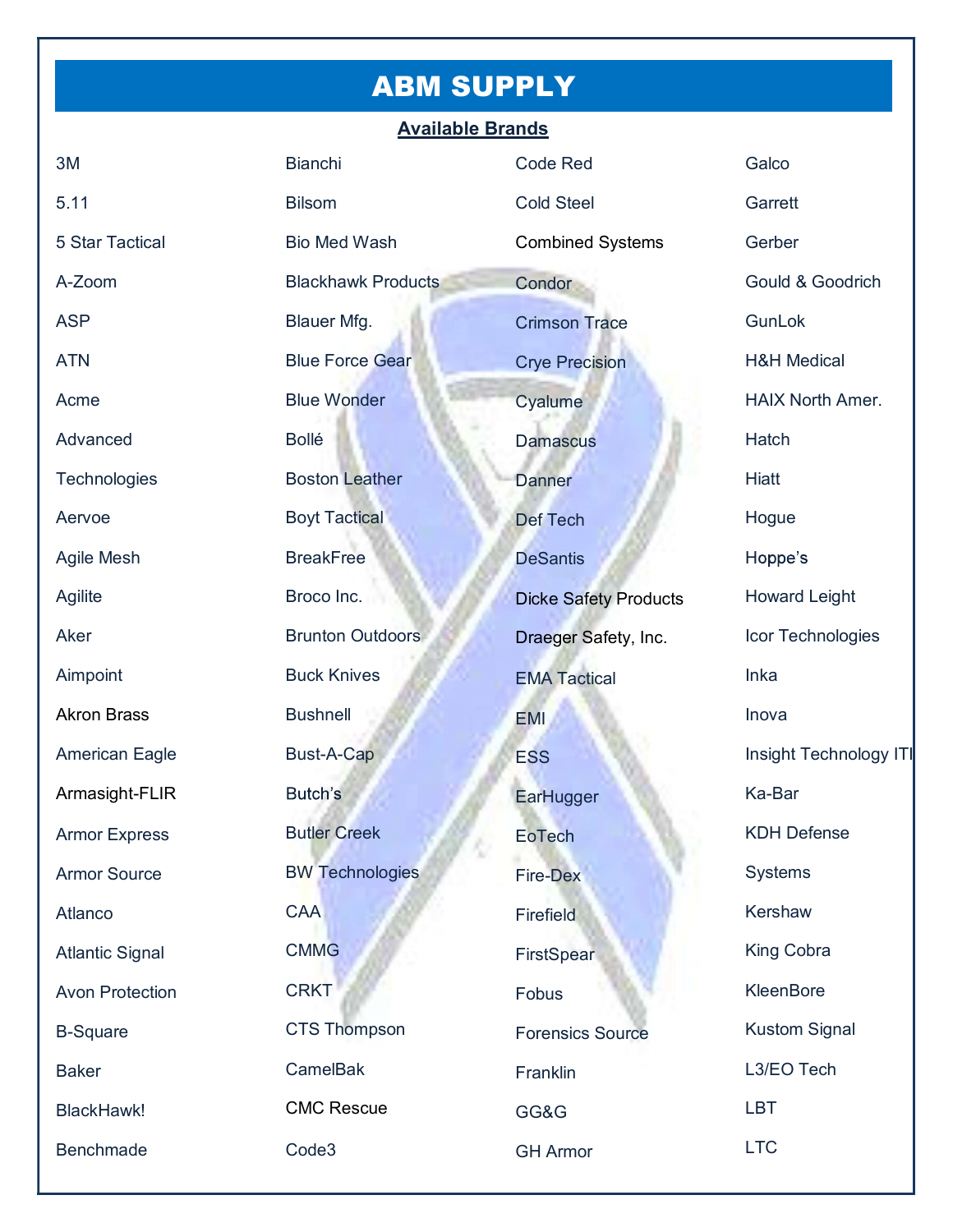# ABM SUPPLY

## Available Brands

3M
5.11
5 Star Tactical
A-Zoom
ASP
ATN
Acme
Advanced
Technologies
Aervoe
Agile Mesh
Agilite
Aker
Aimpoint
Akron Brass
American Eagle
Armasight-FLIR
Armor Express
Armor Source
Atlanco
Atlantic Signal
Avon Protection
B-Square
Baker
BlackHawk!
Benchmade
Bianchi
Bilsom
Bio Med Wash
Blackhawk Products
Blauer Mfg.
Blue Force Gear
Blue Wonder
Bollé
Boston Leather
Boyt Tactical
BreakFree
Broco Inc.
Brunton Outdoors
Buck Knives
Bushnell
Bust-A-Cap
Butch's
Butler Creek
BW Technologies
CAA
CMMG
CRKT
CTS Thompson
CamelBak
CMC Rescue
Code3
Code Red
Cold Steel
Combined Systems
Condor
Crimson Trace
Crye Precision
Cyalume
Damascus
Danner
Def Tech
DeSantis
Dicke Safety Products
Draeger Safety, Inc.
EMA Tactical
EMI
ESS
EarHugger
EoTech
Fire-Dex
Firefield
FirstSpear
Fobus
Forensics Source
Franklin
GG&G
GH Armor
Galco
Garrett
Gerber
Gould & Goodrich
GunLok
H&H Medical
HAIX North Amer.
Hatch
Hiatt
Hogue
Hoppe's
Howard Leight
Icor Technologies
Inka
Inova
Insight Technology ITI
Ka-Bar
KDH Defense
Systems
Kershaw
King Cobra
KleenBore
Kustom Signal
L3/EO Tech
LBT
LTC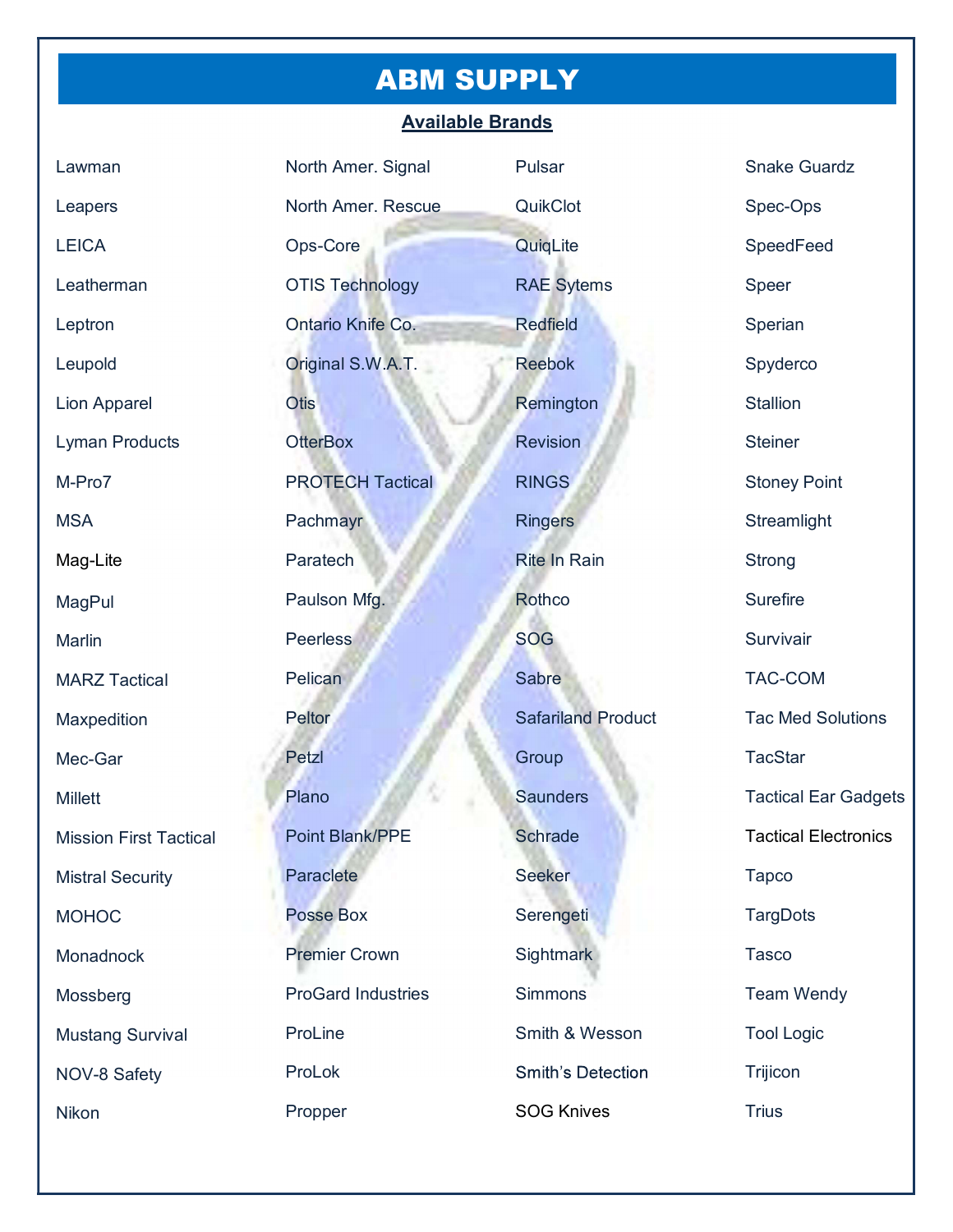# ABM SUPPLY

**Available Brands**

| | | | |
|---|---|---|---|
| Lawman | North Amer. Signal | Pulsar | Snake Guardz |
| Leapers | North Amer. Rescue | QuikClot | Spec-Ops |
| LEICA | Ops-Core | QuiqLite | SpeedFeed |
| Leatherman | OTIS Technology | RAE Sytems | Speer |
| Leptron | Ontario Knife Co. | Redfield | Sperian |
| Leupold | Original S.W.A.T. | Reebok | Spyderco |
| Lion Apparel | Otis | Remington | Stallion |
| Lyman Products | OtterBox | Revision | Steiner |
| M-Pro7 | PROTECH Tactical | RINGS | Stoney Point |
| MSA | Pachmayr | Ringers | Streamlight |
| Mag-Lite | Paratech | Rite In Rain | Strong |
| MagPul | Paulson Mfg. | Rothco | Surefire |
| Marlin | Peerless | SOG | Survivair |
| MARZ Tactical | Pelican | Sabre | TAC-COM |
| Maxpedition | Peltor | Safariland Product | Tac Med Solutions |
| Mec-Gar | Petzl | Group | TacStar |
| Millett | Plano | Saunders | Tactical Ear Gadgets |
| Mission First Tactical | Point Blank/PPE | Schrade | Tactical Electronics |
| Mistral Security | Paraclete | Seeker | Tapco |
| MOHOC | Posse Box | Serengeti | TargDots |
| Monadnock | Premier Crown | Sightmark | Tasco |
| Mossberg | ProGard Industries | Simmons | Team Wendy |
| Mustang Survival | ProLine | Smith & Wesson | Tool Logic |
| NOV-8 Safety | ProLok | Smith's Detection | Trijicon |
| Nikon | Propper | SOG Knives | Trius |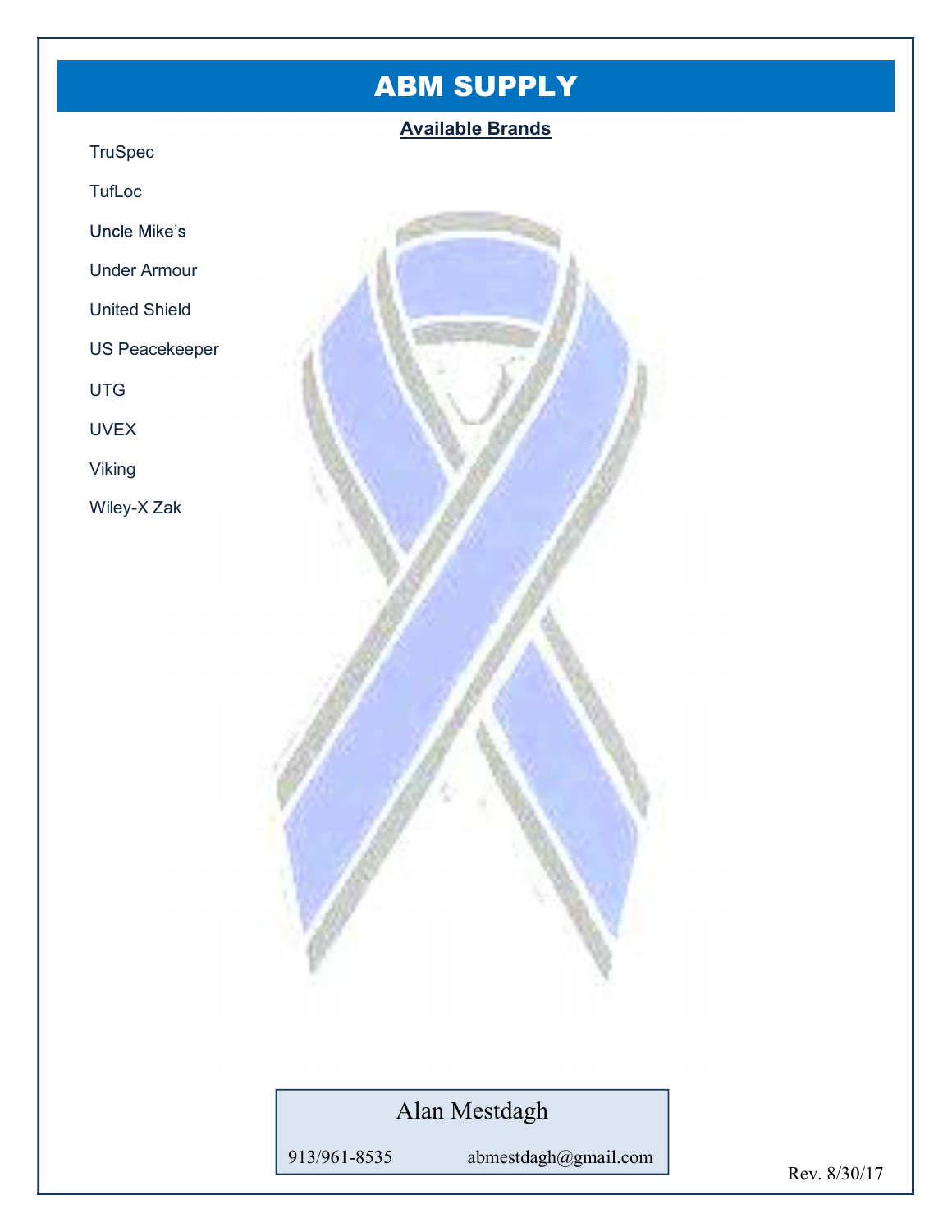# ABM SUPPLY

**Available Brands**

TruSpec

TufLoc

Uncle Mike's

Under Armour

United Shield

US Peacekeeper

UTG

UVEX

Viking

Wiley-X Zak

Alan Mestdagh

913/961-8535 abmestdagh@gmail.com

Rev. 8/30/17